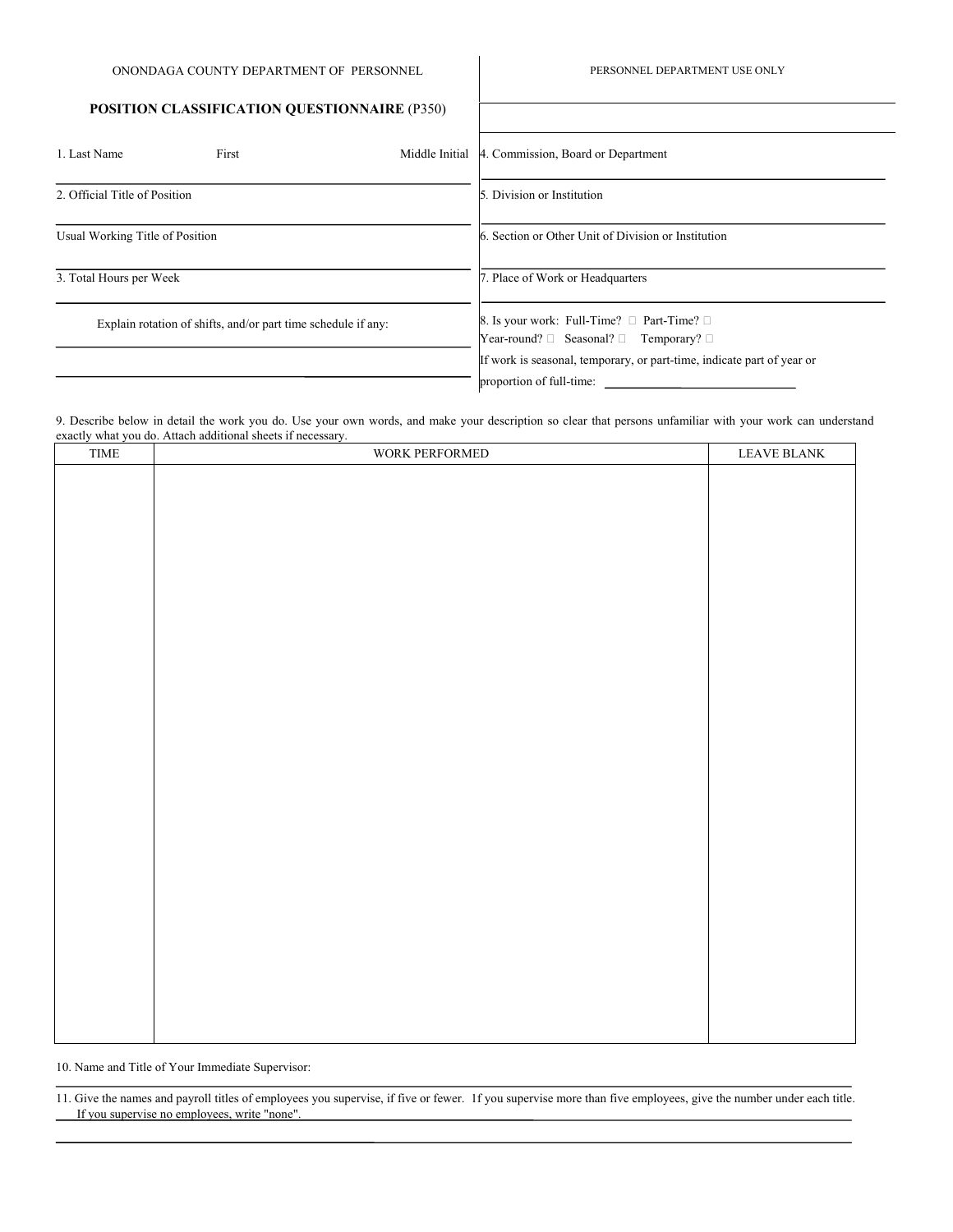ONONDAGA COUNTY DEPARTMENT OF PERSONNEL

**POSITION CLASSIFICATION QUESTIONNAIRE** (P350)

PERSONNEL DEPARTMENT USE ONLY

1. Last Name First Middle Initial

2. Official Title of Position

Usual Working Title of Position

3. Total Hours per Week

Explain rotation of shifts, and/or part time schedule if any:

4. Commission, Board or Department

5. Division or Institution

6. Section or Other Unit of Division or Institution

7. Place of Work or Headquarters

8. Is your work: Full-Time? ☐ Part-Time? ☐
Year-round? ☐ Seasonal? ☐ Temporary? ☐
If work is seasonal, temporary, or part-time, indicate part of year or proportion of full-time: ____________

9. Describe below in detail the work you do. Use your own words, and make your description so clear that persons unfamiliar with your work can understand exactly what you do. Attach additional sheets if necessary.

| TIME | WORK PERFORMED | LEAVE BLANK |
| --- | --- | --- |
| | | |

10. Name and Title of Your Immediate Supervisor:

11. Give the names and payroll titles of employees you supervise, if five or fewer. If you supervise more than five employees, give the number under each title. If you supervise no employees, write "none".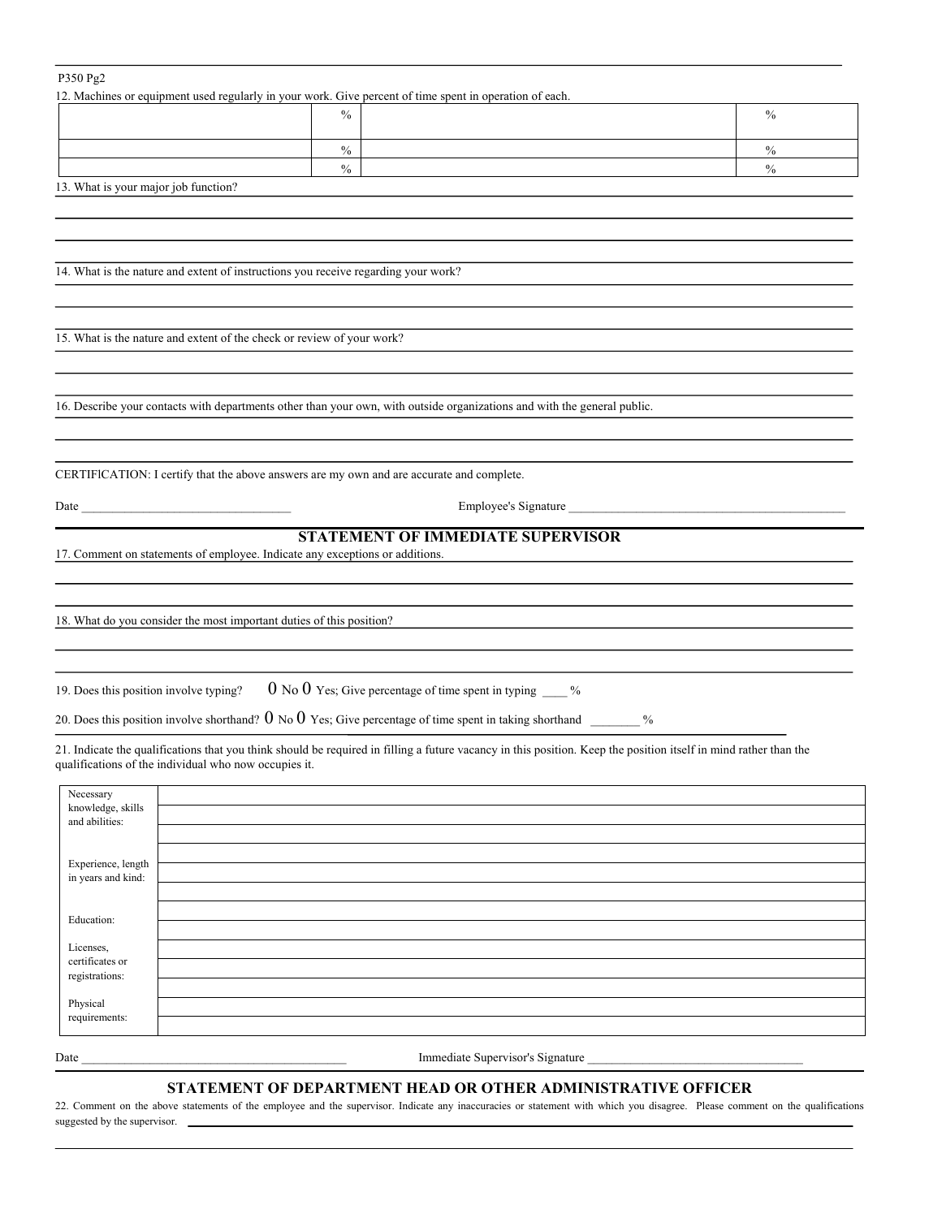P350 Pg2

12. Machines or equipment used regularly in your work. Give percent of time spent in operation of each.

| | % | | % |
|---|---|---|---|
| | % | | % |
| | % | | % |

13. What is your major job function?

14. What is the nature and extent of instructions you receive regarding your work?

15. What is the nature and extent of the check or review of your work?

16. Describe your contacts with departments other than your own, with outside organizations and with the general public.

CERTIFICATION: I certify that the above answers are my own and are accurate and complete.

Date ________________________________ Employee's Signature ____________________________________________

## STATEMENT OF IMMEDIATE SUPERVISOR

17. Comment on statements of employee. Indicate any exceptions or additions.

18. What do you consider the most important duties of this position?

19. Does this position involve typing? 0 No 0 Yes; Give percentage of time spent in typing ____ %

20. Does this position involve shorthand? 0 No 0 Yes; Give percentage of time spent in taking shorthand ________ %

21. Indicate the qualifications that you think should be required in filling a future vacancy in this position. Keep the position itself in mind rather than the qualifications of the individual who now occupies it.

| | |
|---|---|
| Necessary knowledge, skills and abilities: | |
| Experience, length in years and kind: | |
| Education: | |
| Licenses, certificates or registrations: | |
| Physical requirements: | |

Date ____________________________________________ Immediate Supervisor's Signature ___________________________________

## STATEMENT OF DEPARTMENT HEAD OR OTHER ADMINISTRATIVE OFFICER

22. Comment on the above statements of the employee and the supervisor. Indicate any inaccuracies or statement with which you disagree. Please comment on the qualifications suggested by the supervisor.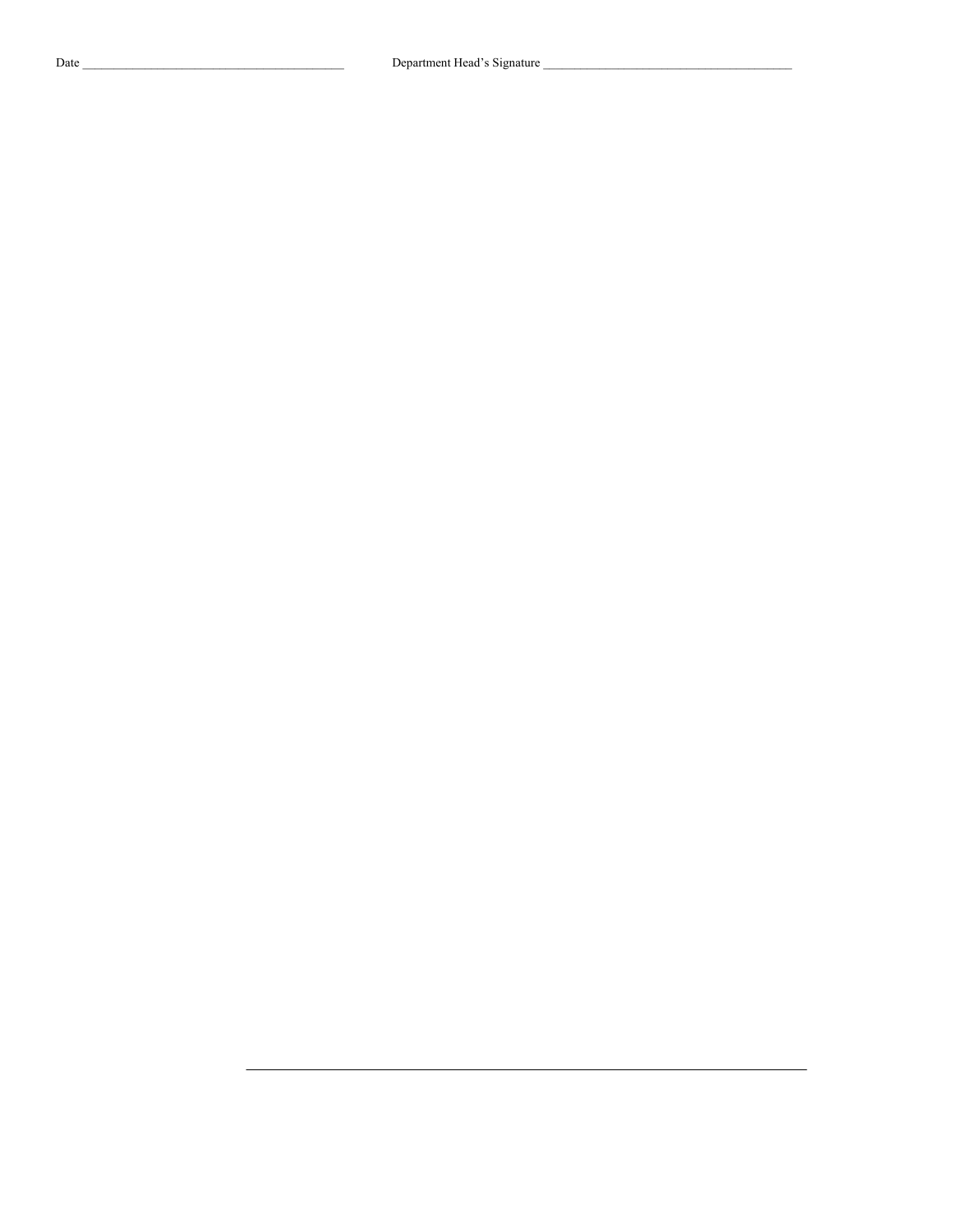Date ________________________________________ Department Head's Signature ________________________________________